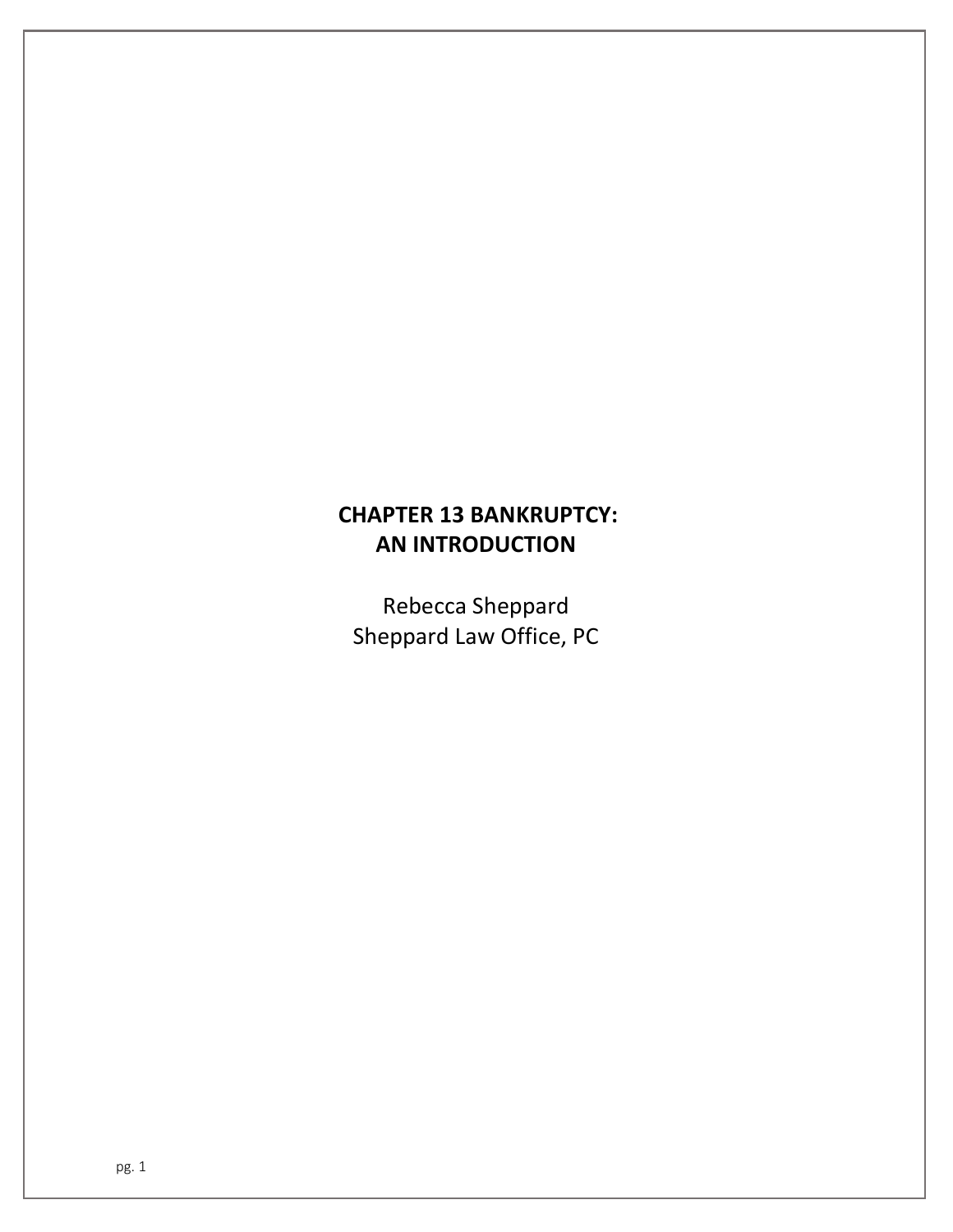# CHAPTER 13 BANKRUPTCY: AN INTRODUCTION

Rebecca Sheppard
Sheppard Law Office, PC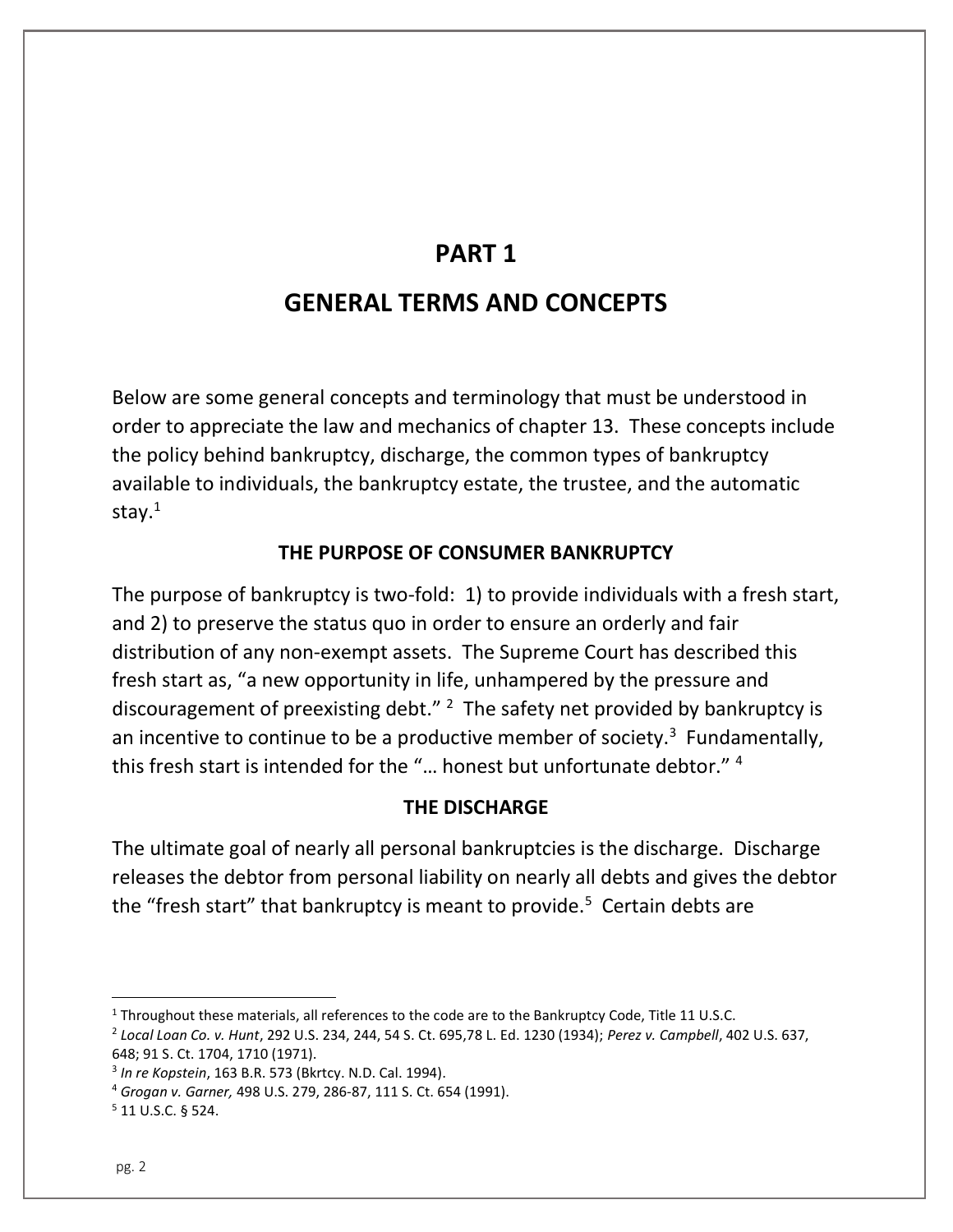# PART 1

# GENERAL TERMS AND CONCEPTS

Below are some general concepts and terminology that must be understood in order to appreciate the law and mechanics of chapter 13. These concepts include the policy behind bankruptcy, discharge, the common types of bankruptcy available to individuals, the bankruptcy estate, the trustee, and the automatic stay.[1]

### THE PURPOSE OF CONSUMER BANKRUPTCY

The purpose of bankruptcy is two-fold: 1) to provide individuals with a fresh start, and 2) to preserve the status quo in order to ensure an orderly and fair distribution of any non-exempt assets. The Supreme Court has described this fresh start as, "a new opportunity in life, unhampered by the pressure and discouragement of preexisting debt." [2] The safety net provided by bankruptcy is an incentive to continue to be a productive member of society.[3] Fundamentally, this fresh start is intended for the "… honest but unfortunate debtor." [4]

### THE DISCHARGE

The ultimate goal of nearly all personal bankruptcies is the discharge. Discharge releases the debtor from personal liability on nearly all debts and gives the debtor the "fresh start" that bankruptcy is meant to provide.[5] Certain debts are

---

[1] Throughout these materials, all references to the code are to the Bankruptcy Code, Title 11 U.S.C.

[2] *Local Loan Co. v. Hunt*, 292 U.S. 234, 244, 54 S. Ct. 695,78 L. Ed. 1230 (1934); *Perez v. Campbell*, 402 U.S. 637, 648; 91 S. Ct. 1704, 1710 (1971).

[3] *In re Kopstein*, 163 B.R. 573 (Bkrtcy. N.D. Cal. 1994).

[4] *Grogan v. Garner,* 498 U.S. 279, 286-87, 111 S. Ct. 654 (1991).

[5] 11 U.S.C. § 524.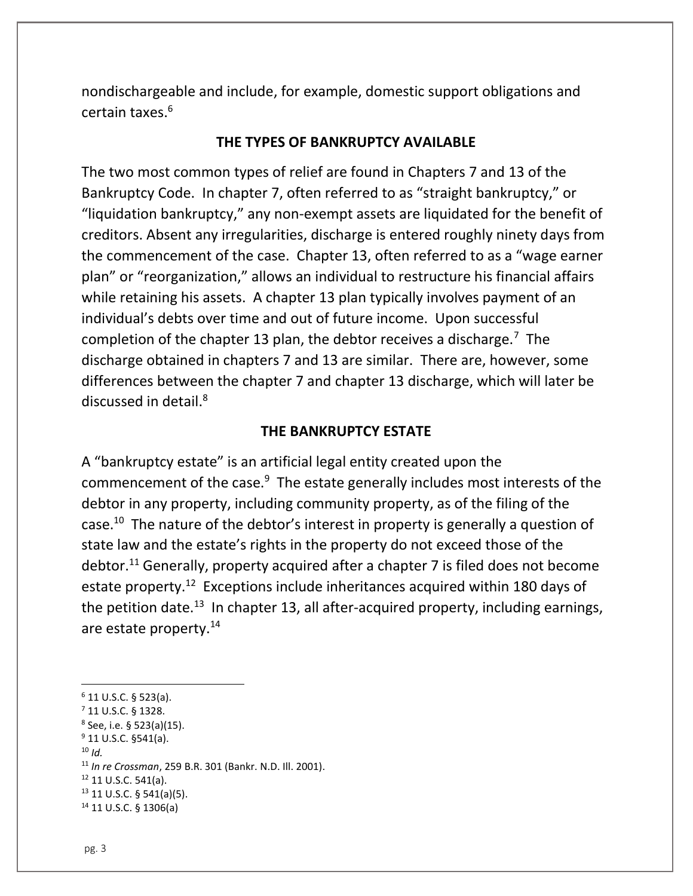nondischargeable and include, for example, domestic support obligations and certain taxes.[6]

## THE TYPES OF BANKRUPTCY AVAILABLE

The two most common types of relief are found in Chapters 7 and 13 of the Bankruptcy Code. In chapter 7, often referred to as "straight bankruptcy," or "liquidation bankruptcy," any non-exempt assets are liquidated for the benefit of creditors. Absent any irregularities, discharge is entered roughly ninety days from the commencement of the case. Chapter 13, often referred to as a "wage earner plan" or "reorganization," allows an individual to restructure his financial affairs while retaining his assets. A chapter 13 plan typically involves payment of an individual's debts over time and out of future income. Upon successful completion of the chapter 13 plan, the debtor receives a discharge.[7] The discharge obtained in chapters 7 and 13 are similar. There are, however, some differences between the chapter 7 and chapter 13 discharge, which will later be discussed in detail.[8]

## THE BANKRUPTCY ESTATE

A "bankruptcy estate" is an artificial legal entity created upon the commencement of the case.[9] The estate generally includes most interests of the debtor in any property, including community property, as of the filing of the case.[10] The nature of the debtor's interest in property is generally a question of state law and the estate's rights in the property do not exceed those of the debtor.[11] Generally, property acquired after a chapter 7 is filed does not become estate property.[12] Exceptions include inheritances acquired within 180 days of the petition date.[13] In chapter 13, all after-acquired property, including earnings, are estate property.[14]

---

[6] 11 U.S.C. § 523(a).
[7] 11 U.S.C. § 1328.
[8] See, i.e. § 523(a)(15).
[9] 11 U.S.C. §541(a).
[10] *Id.*
[11] *In re Crossman*, 259 B.R. 301 (Bankr. N.D. Ill. 2001).
[12] 11 U.S.C. 541(a).
[13] 11 U.S.C. § 541(a)(5).
[14] 11 U.S.C. § 1306(a)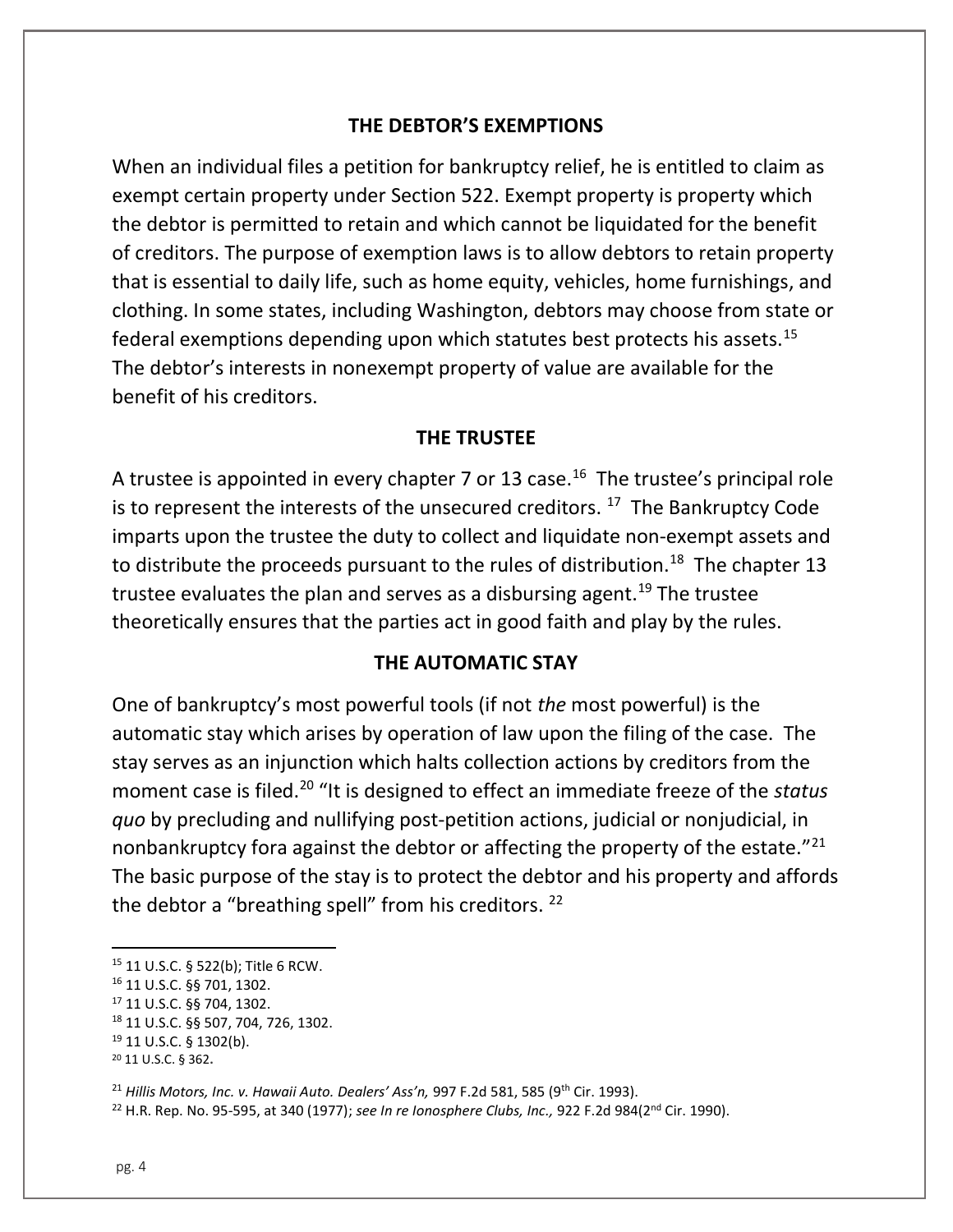## THE DEBTOR'S EXEMPTIONS

When an individual files a petition for bankruptcy relief, he is entitled to claim as exempt certain property under Section 522. Exempt property is property which the debtor is permitted to retain and which cannot be liquidated for the benefit of creditors. The purpose of exemption laws is to allow debtors to retain property that is essential to daily life, such as home equity, vehicles, home furnishings, and clothing. In some states, including Washington, debtors may choose from state or federal exemptions depending upon which statutes best protects his assets.[15] The debtor's interests in nonexempt property of value are available for the benefit of his creditors.

## THE TRUSTEE

A trustee is appointed in every chapter 7 or 13 case.[16] The trustee's principal role is to represent the interests of the unsecured creditors.[17] The Bankruptcy Code imparts upon the trustee the duty to collect and liquidate non-exempt assets and to distribute the proceeds pursuant to the rules of distribution.[18] The chapter 13 trustee evaluates the plan and serves as a disbursing agent.[19] The trustee theoretically ensures that the parties act in good faith and play by the rules.

## THE AUTOMATIC STAY

One of bankruptcy's most powerful tools (if not *the* most powerful) is the automatic stay which arises by operation of law upon the filing of the case. The stay serves as an injunction which halts collection actions by creditors from the moment case is filed.[20] "It is designed to effect an immediate freeze of the *status quo* by precluding and nullifying post-petition actions, judicial or nonjudicial, in nonbankruptcy fora against the debtor or affecting the property of the estate."[21] The basic purpose of the stay is to protect the debtor and his property and affords the debtor a "breathing spell" from his creditors.[22]

---

[15] 11 U.S.C. § 522(b); Title 6 RCW.

[16] 11 U.S.C. §§ 701, 1302.

[17] 11 U.S.C. §§ 704, 1302.

[18] 11 U.S.C. §§ 507, 704, 726, 1302.

[19] 11 U.S.C. § 1302(b).

[20] 11 U.S.C. § 362.

[21] *Hillis Motors, Inc. v. Hawaii Auto. Dealers' Ass'n,* 997 F.2d 581, 585 (9th Cir. 1993).

[22] H.R. Rep. No. 95-595, at 340 (1977); *see In re Ionosphere Clubs, Inc.,* 922 F.2d 984(2nd Cir. 1990).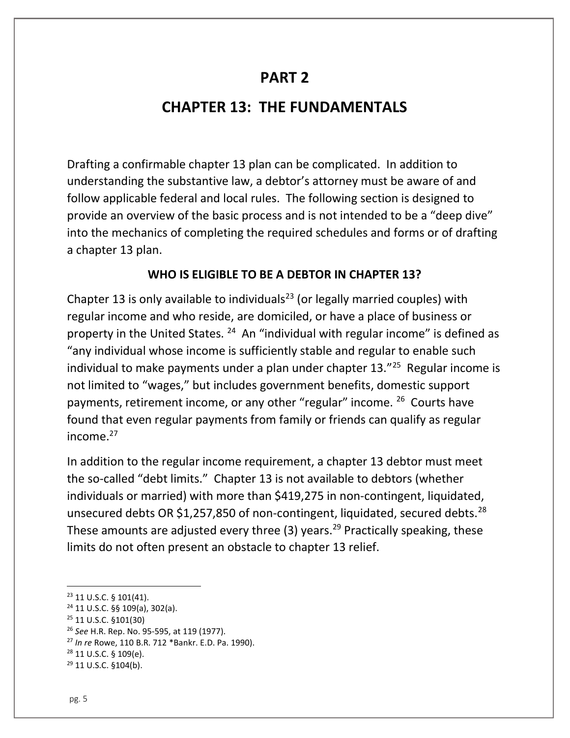# PART 2

# CHAPTER 13: THE FUNDAMENTALS

Drafting a confirmable chapter 13 plan can be complicated. In addition to understanding the substantive law, a debtor's attorney must be aware of and follow applicable federal and local rules. The following section is designed to provide an overview of the basic process and is not intended to be a "deep dive" into the mechanics of completing the required schedules and forms or of drafting a chapter 13 plan.

### WHO IS ELIGIBLE TO BE A DEBTOR IN CHAPTER 13?

Chapter 13 is only available to individuals[23] (or legally married couples) with regular income and who reside, are domiciled, or have a place of business or property in the United States. [24] An "individual with regular income" is defined as "any individual whose income is sufficiently stable and regular to enable such individual to make payments under a plan under chapter 13."[25] Regular income is not limited to "wages," but includes government benefits, domestic support payments, retirement income, or any other "regular" income. [26] Courts have found that even regular payments from family or friends can qualify as regular income.[27]

In addition to the regular income requirement, a chapter 13 debtor must meet the so-called "debt limits." Chapter 13 is not available to debtors (whether individuals or married) with more than $419,275 in non-contingent, liquidated, unsecured debts OR $1,257,850 of non-contingent, liquidated, secured debts.[28] These amounts are adjusted every three (3) years.[29] Practically speaking, these limits do not often present an obstacle to chapter 13 relief.

---

[23] 11 U.S.C. § 101(41).

[24] 11 U.S.C. §§ 109(a), 302(a).

[25] 11 U.S.C. §101(30)

[26] *See* H.R. Rep. No. 95-595, at 119 (1977).

[27] *In re* Rowe, 110 B.R. 712 *Bankr. E.D. Pa. 1990).

[28] 11 U.S.C. § 109(e).

[29] 11 U.S.C. §104(b).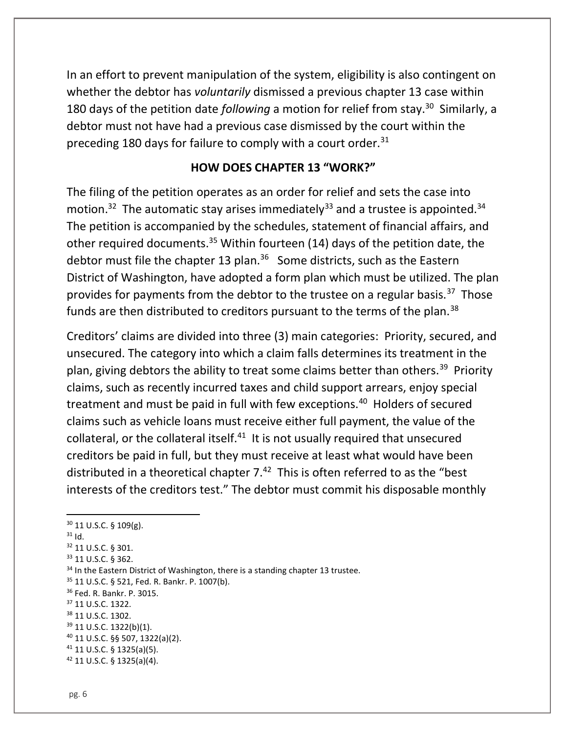In an effort to prevent manipulation of the system, eligibility is also contingent on whether the debtor has *voluntarily* dismissed a previous chapter 13 case within 180 days of the petition date *following* a motion for relief from stay.[30] Similarly, a debtor must not have had a previous case dismissed by the court within the preceding 180 days for failure to comply with a court order.[31]

## HOW DOES CHAPTER 13 "WORK?"

The filing of the petition operates as an order for relief and sets the case into motion.[32] The automatic stay arises immediately[33] and a trustee is appointed.[34] The petition is accompanied by the schedules, statement of financial affairs, and other required documents.[35] Within fourteen (14) days of the petition date, the debtor must file the chapter 13 plan.[36] Some districts, such as the Eastern District of Washington, have adopted a form plan which must be utilized. The plan provides for payments from the debtor to the trustee on a regular basis.[37] Those funds are then distributed to creditors pursuant to the terms of the plan.[38]

Creditors' claims are divided into three (3) main categories: Priority, secured, and unsecured. The category into which a claim falls determines its treatment in the plan, giving debtors the ability to treat some claims better than others.[39] Priority claims, such as recently incurred taxes and child support arrears, enjoy special treatment and must be paid in full with few exceptions.[40] Holders of secured claims such as vehicle loans must receive either full payment, the value of the collateral, or the collateral itself.[41] It is not usually required that unsecured creditors be paid in full, but they must receive at least what would have been distributed in a theoretical chapter 7.[42] This is often referred to as the "best interests of the creditors test." The debtor must commit his disposable monthly

---

[30] 11 U.S.C. § 109(g).

[31] Id.

[32] 11 U.S.C. § 301.

[33] 11 U.S.C. § 362.

[34] In the Eastern District of Washington, there is a standing chapter 13 trustee.

[35] 11 U.S.C. § 521, Fed. R. Bankr. P. 1007(b).

[36] Fed. R. Bankr. P. 3015.

[37] 11 U.S.C. 1322.

[38] 11 U.S.C. 1302.

[39] 11 U.S.C. 1322(b)(1).

[40] 11 U.S.C. §§ 507, 1322(a)(2).

[41] 11 U.S.C. § 1325(a)(5).

[42] 11 U.S.C. § 1325(a)(4).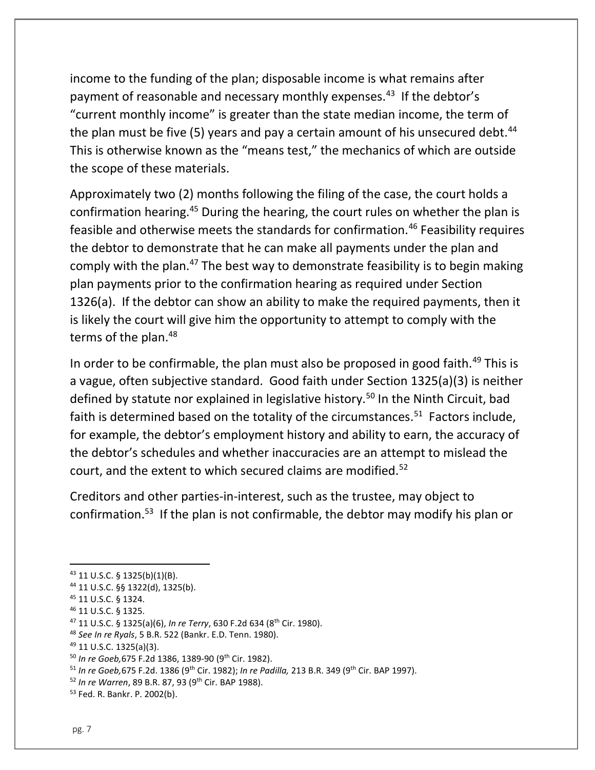income to the funding of the plan; disposable income is what remains after payment of reasonable and necessary monthly expenses.[43] If the debtor's "current monthly income" is greater than the state median income, the term of the plan must be five (5) years and pay a certain amount of his unsecured debt.[44] This is otherwise known as the "means test," the mechanics of which are outside the scope of these materials.

Approximately two (2) months following the filing of the case, the court holds a confirmation hearing.[45] During the hearing, the court rules on whether the plan is feasible and otherwise meets the standards for confirmation.[46] Feasibility requires the debtor to demonstrate that he can make all payments under the plan and comply with the plan.[47] The best way to demonstrate feasibility is to begin making plan payments prior to the confirmation hearing as required under Section 1326(a). If the debtor can show an ability to make the required payments, then it is likely the court will give him the opportunity to attempt to comply with the terms of the plan.[48]

In order to be confirmable, the plan must also be proposed in good faith.[49] This is a vague, often subjective standard. Good faith under Section 1325(a)(3) is neither defined by statute nor explained in legislative history.[50] In the Ninth Circuit, bad faith is determined based on the totality of the circumstances.[51] Factors include, for example, the debtor's employment history and ability to earn, the accuracy of the debtor's schedules and whether inaccuracies are an attempt to mislead the court, and the extent to which secured claims are modified.[52]

Creditors and other parties-in-interest, such as the trustee, may object to confirmation.[53] If the plan is not confirmable, the debtor may modify his plan or

---

[43] 11 U.S.C. § 1325(b)(1)(B).
[44] 11 U.S.C. §§ 1322(d), 1325(b).
[45] 11 U.S.C. § 1324.
[46] 11 U.S.C. § 1325.
[47] 11 U.S.C. § 1325(a)(6), *In re Terry*, 630 F.2d 634 (8th Cir. 1980).
[48] *See In re Ryals*, 5 B.R. 522 (Bankr. E.D. Tenn. 1980).
[49] 11 U.S.C. 1325(a)(3).
[50] *In re Goeb,*675 F.2d 1386, 1389-90 (9th Cir. 1982).
[51] *In re Goeb,*675 F.2d. 1386 (9th Cir. 1982); *In re Padilla,* 213 B.R. 349 (9th Cir. BAP 1997).
[52] *In re Warren*, 89 B.R. 87, 93 (9th Cir. BAP 1988).
[53] Fed. R. Bankr. P. 2002(b).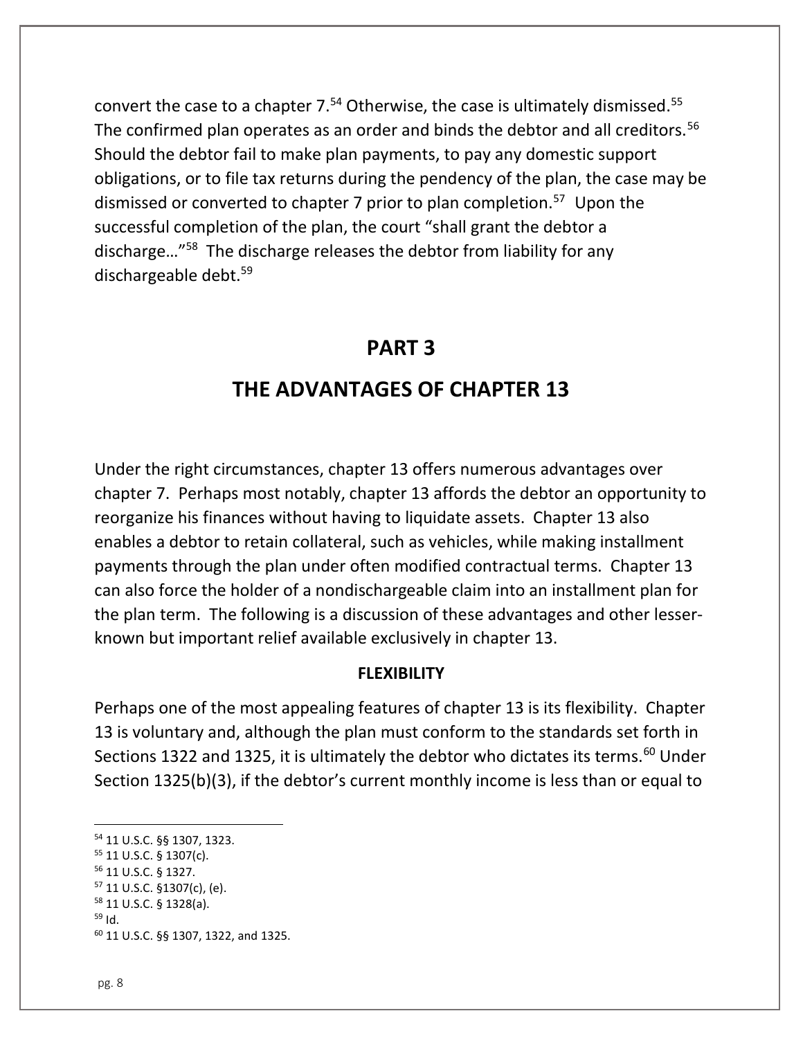convert the case to a chapter 7.[54] Otherwise, the case is ultimately dismissed.[55] The confirmed plan operates as an order and binds the debtor and all creditors.[56] Should the debtor fail to make plan payments, to pay any domestic support obligations, or to file tax returns during the pendency of the plan, the case may be dismissed or converted to chapter 7 prior to plan completion.[57] Upon the successful completion of the plan, the court "shall grant the debtor a discharge…"[58] The discharge releases the debtor from liability for any dischargeable debt.[59]

# PART 3

# THE ADVANTAGES OF CHAPTER 13

Under the right circumstances, chapter 13 offers numerous advantages over chapter 7. Perhaps most notably, chapter 13 affords the debtor an opportunity to reorganize his finances without having to liquidate assets. Chapter 13 also enables a debtor to retain collateral, such as vehicles, while making installment payments through the plan under often modified contractual terms. Chapter 13 can also force the holder of a nondischargeable claim into an installment plan for the plan term. The following is a discussion of these advantages and other lesser-known but important relief available exclusively in chapter 13.

### FLEXIBILITY

Perhaps one of the most appealing features of chapter 13 is its flexibility. Chapter 13 is voluntary and, although the plan must conform to the standards set forth in Sections 1322 and 1325, it is ultimately the debtor who dictates its terms.[60] Under Section 1325(b)(3), if the debtor's current monthly income is less than or equal to

---

[54] 11 U.S.C. §§ 1307, 1323.
[55] 11 U.S.C. § 1307(c).
[56] 11 U.S.C. § 1327.
[57] 11 U.S.C. §1307(c), (e).
[58] 11 U.S.C. § 1328(a).
[59] Id.
[60] 11 U.S.C. §§ 1307, 1322, and 1325.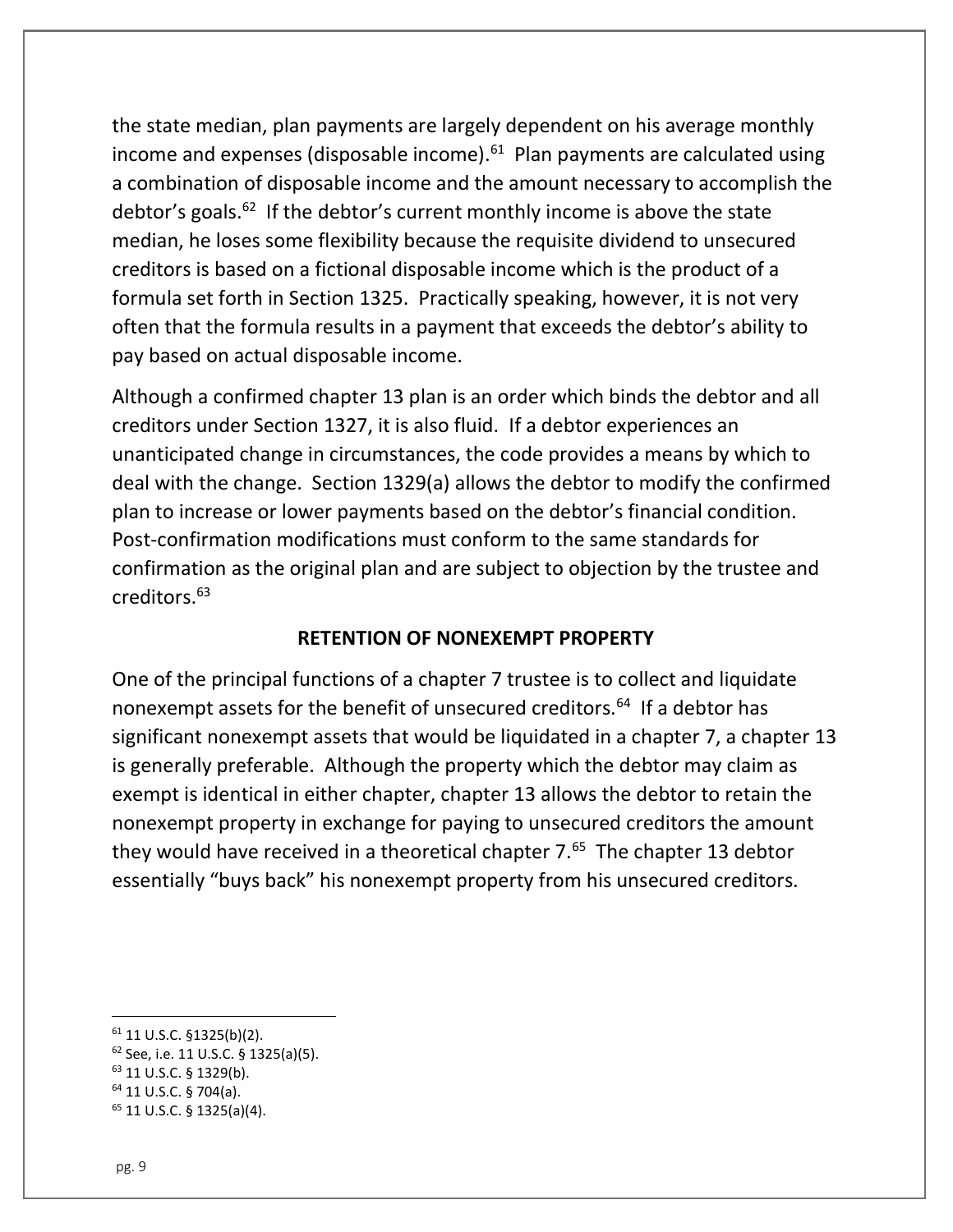the state median, plan payments are largely dependent on his average monthly income and expenses (disposable income).[61] Plan payments are calculated using a combination of disposable income and the amount necessary to accomplish the debtor's goals.[62] If the debtor's current monthly income is above the state median, he loses some flexibility because the requisite dividend to unsecured creditors is based on a fictional disposable income which is the product of a formula set forth in Section 1325. Practically speaking, however, it is not very often that the formula results in a payment that exceeds the debtor's ability to pay based on actual disposable income.

Although a confirmed chapter 13 plan is an order which binds the debtor and all creditors under Section 1327, it is also fluid. If a debtor experiences an unanticipated change in circumstances, the code provides a means by which to deal with the change. Section 1329(a) allows the debtor to modify the confirmed plan to increase or lower payments based on the debtor's financial condition. Post-confirmation modifications must conform to the same standards for confirmation as the original plan and are subject to objection by the trustee and creditors.[63]

## RETENTION OF NONEXEMPT PROPERTY

One of the principal functions of a chapter 7 trustee is to collect and liquidate nonexempt assets for the benefit of unsecured creditors.[64] If a debtor has significant nonexempt assets that would be liquidated in a chapter 7, a chapter 13 is generally preferable. Although the property which the debtor may claim as exempt is identical in either chapter, chapter 13 allows the debtor to retain the nonexempt property in exchange for paying to unsecured creditors the amount they would have received in a theoretical chapter 7.[65] The chapter 13 debtor essentially "buys back" his nonexempt property from his unsecured creditors.

---

[61] 11 U.S.C. §1325(b)(2).
[62] See, i.e. 11 U.S.C. § 1325(a)(5).
[63] 11 U.S.C. § 1329(b).
[64] 11 U.S.C. § 704(a).
[65] 11 U.S.C. § 1325(a)(4).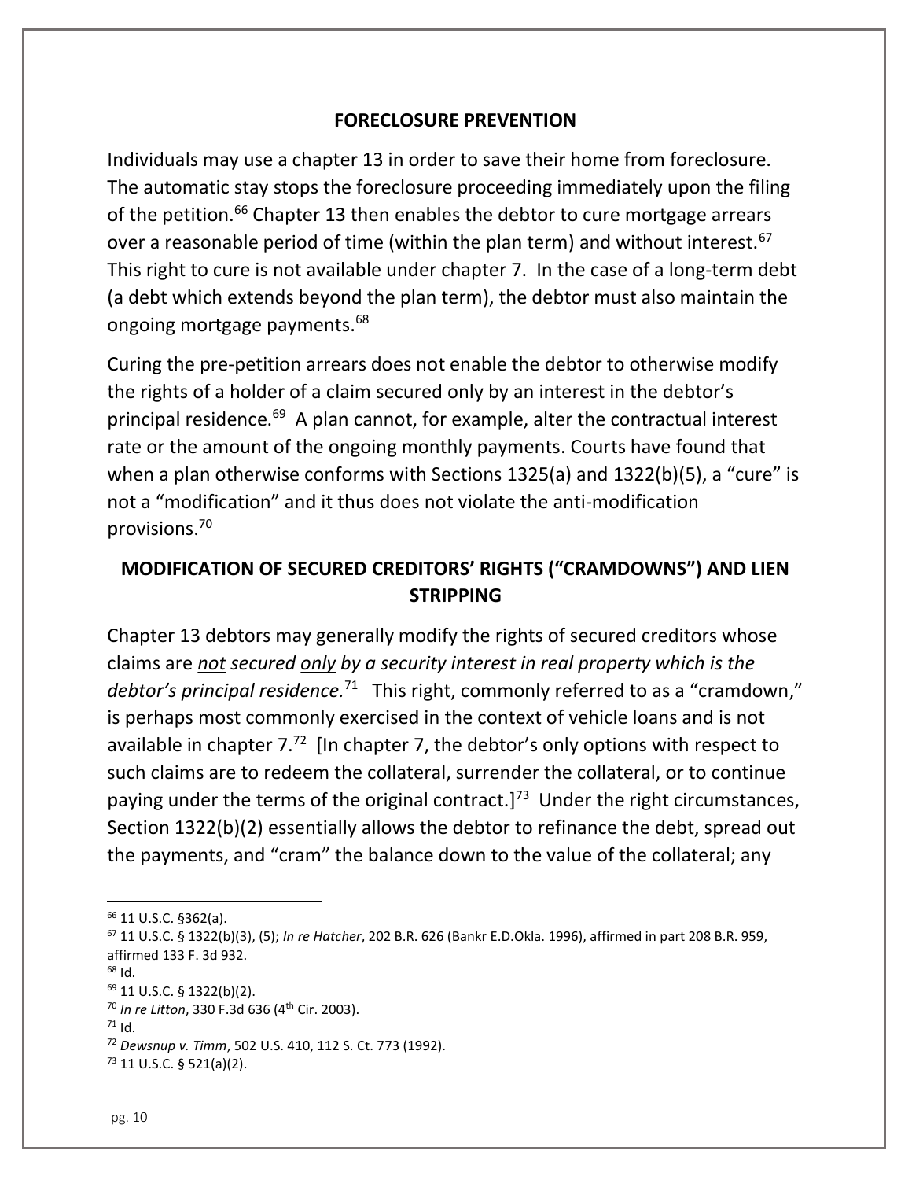## FORECLOSURE PREVENTION

Individuals may use a chapter 13 in order to save their home from foreclosure. The automatic stay stops the foreclosure proceeding immediately upon the filing of the petition.[66] Chapter 13 then enables the debtor to cure mortgage arrears over a reasonable period of time (within the plan term) and without interest.[67] This right to cure is not available under chapter 7. In the case of a long-term debt (a debt which extends beyond the plan term), the debtor must also maintain the ongoing mortgage payments.[68]

Curing the pre-petition arrears does not enable the debtor to otherwise modify the rights of a holder of a claim secured only by an interest in the debtor's principal residence.[69] A plan cannot, for example, alter the contractual interest rate or the amount of the ongoing monthly payments. Courts have found that when a plan otherwise conforms with Sections 1325(a) and 1322(b)(5), a "cure" is not a "modification" and it thus does not violate the anti-modification provisions.[70]

## MODIFICATION OF SECURED CREDITORS' RIGHTS ("CRAMDOWNS") AND LIEN STRIPPING

Chapter 13 debtors may generally modify the rights of secured creditors whose claims are ***not* secured *only* by a security interest in real property which is the debtor's principal residence.**[71] This right, commonly referred to as a "cramdown," is perhaps most commonly exercised in the context of vehicle loans and is not available in chapter 7.[72] [In chapter 7, the debtor's only options with respect to such claims are to redeem the collateral, surrender the collateral, or to continue paying under the terms of the original contract.][73] Under the right circumstances, Section 1322(b)(2) essentially allows the debtor to refinance the debt, spread out the payments, and "cram" the balance down to the value of the collateral; any

---

[66] 11 U.S.C. §362(a).

[67] 11 U.S.C. § 1322(b)(3), (5); *In re Hatcher*, 202 B.R. 626 (Bankr E.D.Okla. 1996), affirmed in part 208 B.R. 959, affirmed 133 F. 3d 932.

[68] Id.

[69] 11 U.S.C. § 1322(b)(2).

[70] *In re Litton*, 330 F.3d 636 (4th Cir. 2003).

[71] Id.

[72] *Dewsnup v. Timm*, 502 U.S. 410, 112 S. Ct. 773 (1992).

[73] 11 U.S.C. § 521(a)(2).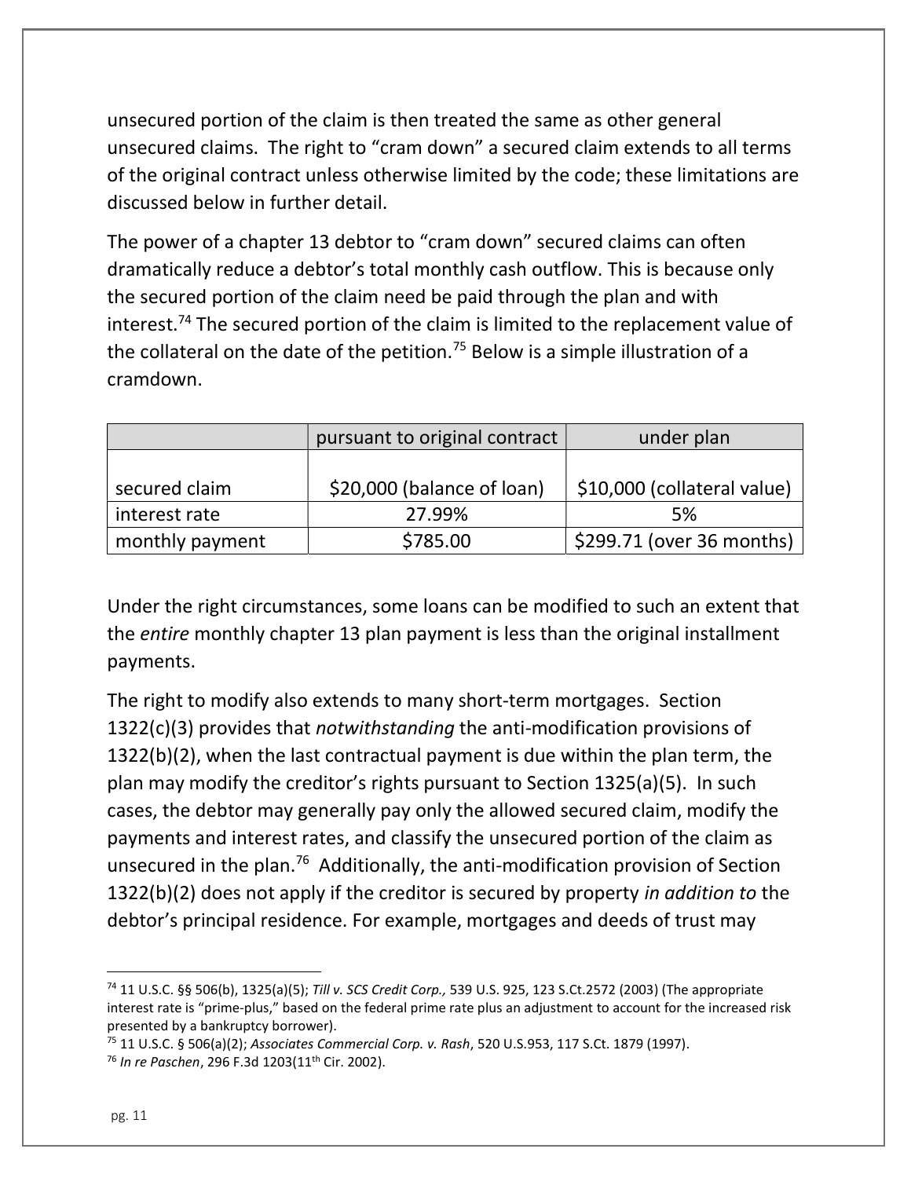unsecured portion of the claim is then treated the same as other general unsecured claims. The right to "cram down" a secured claim extends to all terms of the original contract unless otherwise limited by the code; these limitations are discussed below in further detail.

The power of a chapter 13 debtor to "cram down" secured claims can often dramatically reduce a debtor's total monthly cash outflow. This is because only the secured portion of the claim need be paid through the plan and with interest.[74] The secured portion of the claim is limited to the replacement value of the collateral on the date of the petition.[75] Below is a simple illustration of a cramdown.

| | pursuant to original contract | under plan |
|---|---|---|
| secured claim | $20,000 (balance of loan) | $10,000 (collateral value) |
| interest rate | 27.99% | 5% |
| monthly payment | $785.00 | $299.71 (over 36 months) |

Under the right circumstances, some loans can be modified to such an extent that the *entire* monthly chapter 13 plan payment is less than the original installment payments.

The right to modify also extends to many short-term mortgages. Section 1322(c)(3) provides that *notwithstanding* the anti-modification provisions of 1322(b)(2), when the last contractual payment is due within the plan term, the plan may modify the creditor's rights pursuant to Section 1325(a)(5). In such cases, the debtor may generally pay only the allowed secured claim, modify the payments and interest rates, and classify the unsecured portion of the claim as unsecured in the plan.[76] Additionally, the anti-modification provision of Section 1322(b)(2) does not apply if the creditor is secured by property *in addition to* the debtor's principal residence. For example, mortgages and deeds of trust may

---

[74] 11 U.S.C. §§ 506(b), 1325(a)(5); *Till v. SCS Credit Corp.,* 539 U.S. 925, 123 S.Ct.2572 (2003) (The appropriate interest rate is "prime-plus," based on the federal prime rate plus an adjustment to account for the increased risk presented by a bankruptcy borrower).

[75] 11 U.S.C. § 506(a)(2); *Associates Commercial Corp. v. Rash*, 520 U.S.953, 117 S.Ct. 1879 (1997).

[76] *In re Paschen*, 296 F.3d 1203(11th Cir. 2002).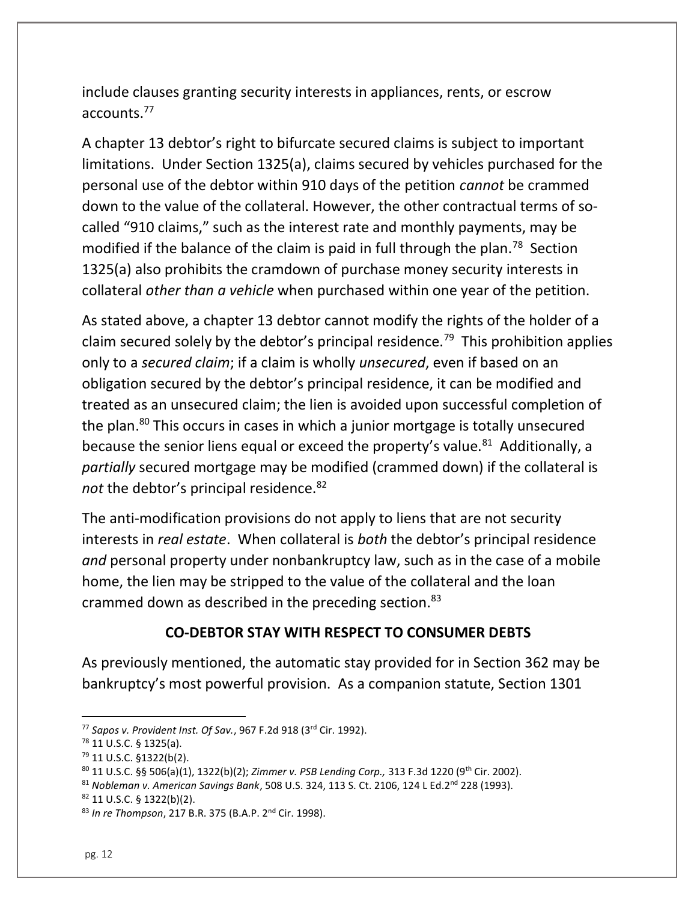include clauses granting security interests in appliances, rents, or escrow accounts.[77]

A chapter 13 debtor's right to bifurcate secured claims is subject to important limitations. Under Section 1325(a), claims secured by vehicles purchased for the personal use of the debtor within 910 days of the petition *cannot* be crammed down to the value of the collateral. However, the other contractual terms of so-called "910 claims," such as the interest rate and monthly payments, may be modified if the balance of the claim is paid in full through the plan.[78] Section 1325(a) also prohibits the cramdown of purchase money security interests in collateral *other than a vehicle* when purchased within one year of the petition.

As stated above, a chapter 13 debtor cannot modify the rights of the holder of a claim secured solely by the debtor's principal residence.[79] This prohibition applies only to a *secured claim*; if a claim is wholly *unsecured*, even if based on an obligation secured by the debtor's principal residence, it can be modified and treated as an unsecured claim; the lien is avoided upon successful completion of the plan.[80] This occurs in cases in which a junior mortgage is totally unsecured because the senior liens equal or exceed the property's value.[81] Additionally, a *partially* secured mortgage may be modified (crammed down) if the collateral is *not* the debtor's principal residence.[82]

The anti-modification provisions do not apply to liens that are not security interests in *real estate*. When collateral is *both* the debtor's principal residence *and* personal property under nonbankruptcy law, such as in the case of a mobile home, the lien may be stripped to the value of the collateral and the loan crammed down as described in the preceding section.[83]

## CO-DEBTOR STAY WITH RESPECT TO CONSUMER DEBTS

As previously mentioned, the automatic stay provided for in Section 362 may be bankruptcy's most powerful provision. As a companion statute, Section 1301

---

[77] *Sapos v. Provident Inst. Of Sav.*, 967 F.2d 918 (3rd Cir. 1992).

[78] 11 U.S.C. § 1325(a).

[79] 11 U.S.C. §1322(b(2).

[80] 11 U.S.C. §§ 506(a)(1), 1322(b)(2); *Zimmer v. PSB Lending Corp.,* 313 F.3d 1220 (9th Cir. 2002).

[81] *Nobleman v. American Savings Bank*, 508 U.S. 324, 113 S. Ct. 2106, 124 L Ed.2nd 228 (1993).

[82] 11 U.S.C. § 1322(b)(2).

[83] *In re Thompson*, 217 B.R. 375 (B.A.P. 2nd Cir. 1998).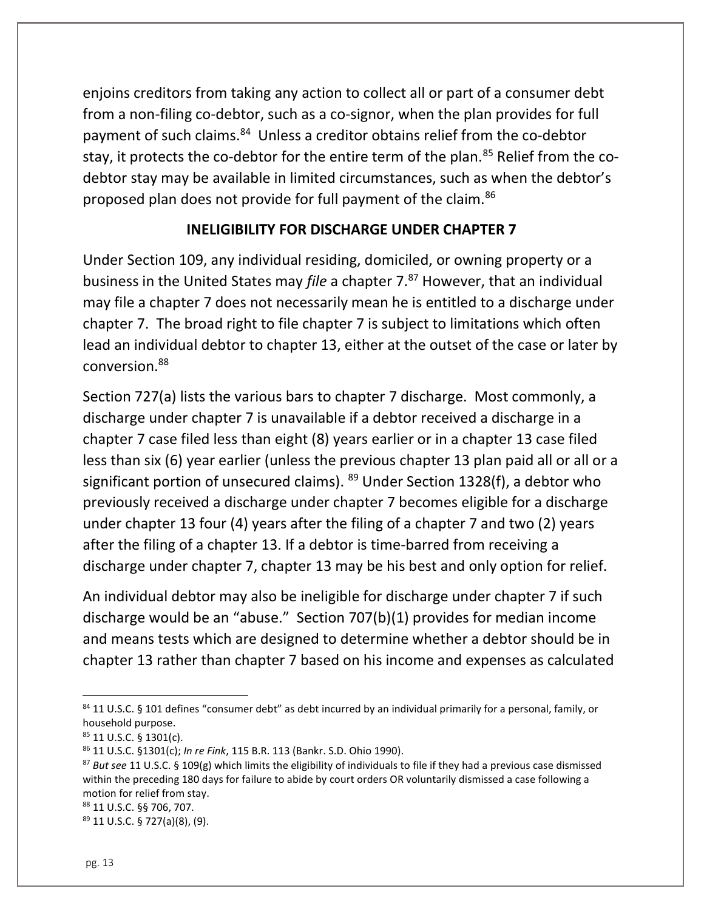enjoins creditors from taking any action to collect all or part of a consumer debt from a non-filing co-debtor, such as a co-signor, when the plan provides for full payment of such claims.[84] Unless a creditor obtains relief from the co-debtor stay, it protects the co-debtor for the entire term of the plan.[85] Relief from the co-debtor stay may be available in limited circumstances, such as when the debtor's proposed plan does not provide for full payment of the claim.[86]

## INELIGIBILITY FOR DISCHARGE UNDER CHAPTER 7

Under Section 109, any individual residing, domiciled, or owning property or a business in the United States may *file* a chapter 7.[87] However, that an individual may file a chapter 7 does not necessarily mean he is entitled to a discharge under chapter 7. The broad right to file chapter 7 is subject to limitations which often lead an individual debtor to chapter 13, either at the outset of the case or later by conversion.[88]

Section 727(a) lists the various bars to chapter 7 discharge. Most commonly, a discharge under chapter 7 is unavailable if a debtor received a discharge in a chapter 7 case filed less than eight (8) years earlier or in a chapter 13 case filed less than six (6) year earlier (unless the previous chapter 13 plan paid all or all or a significant portion of unsecured claims). [89] Under Section 1328(f), a debtor who previously received a discharge under chapter 7 becomes eligible for a discharge under chapter 13 four (4) years after the filing of a chapter 7 and two (2) years after the filing of a chapter 13. If a debtor is time-barred from receiving a discharge under chapter 7, chapter 13 may be his best and only option for relief.

An individual debtor may also be ineligible for discharge under chapter 7 if such discharge would be an "abuse." Section 707(b)(1) provides for median income and means tests which are designed to determine whether a debtor should be in chapter 13 rather than chapter 7 based on his income and expenses as calculated

---

[84] 11 U.S.C. § 101 defines "consumer debt" as debt incurred by an individual primarily for a personal, family, or household purpose.

[85] 11 U.S.C. § 1301(c).

[86] 11 U.S.C. §1301(c); *In re Fink*, 115 B.R. 113 (Bankr. S.D. Ohio 1990).

[87] *But see* 11 U.S.C. § 109(g) which limits the eligibility of individuals to file if they had a previous case dismissed within the preceding 180 days for failure to abide by court orders OR voluntarily dismissed a case following a motion for relief from stay.

[88] 11 U.S.C. §§ 706, 707.

[89] 11 U.S.C. § 727(a)(8), (9).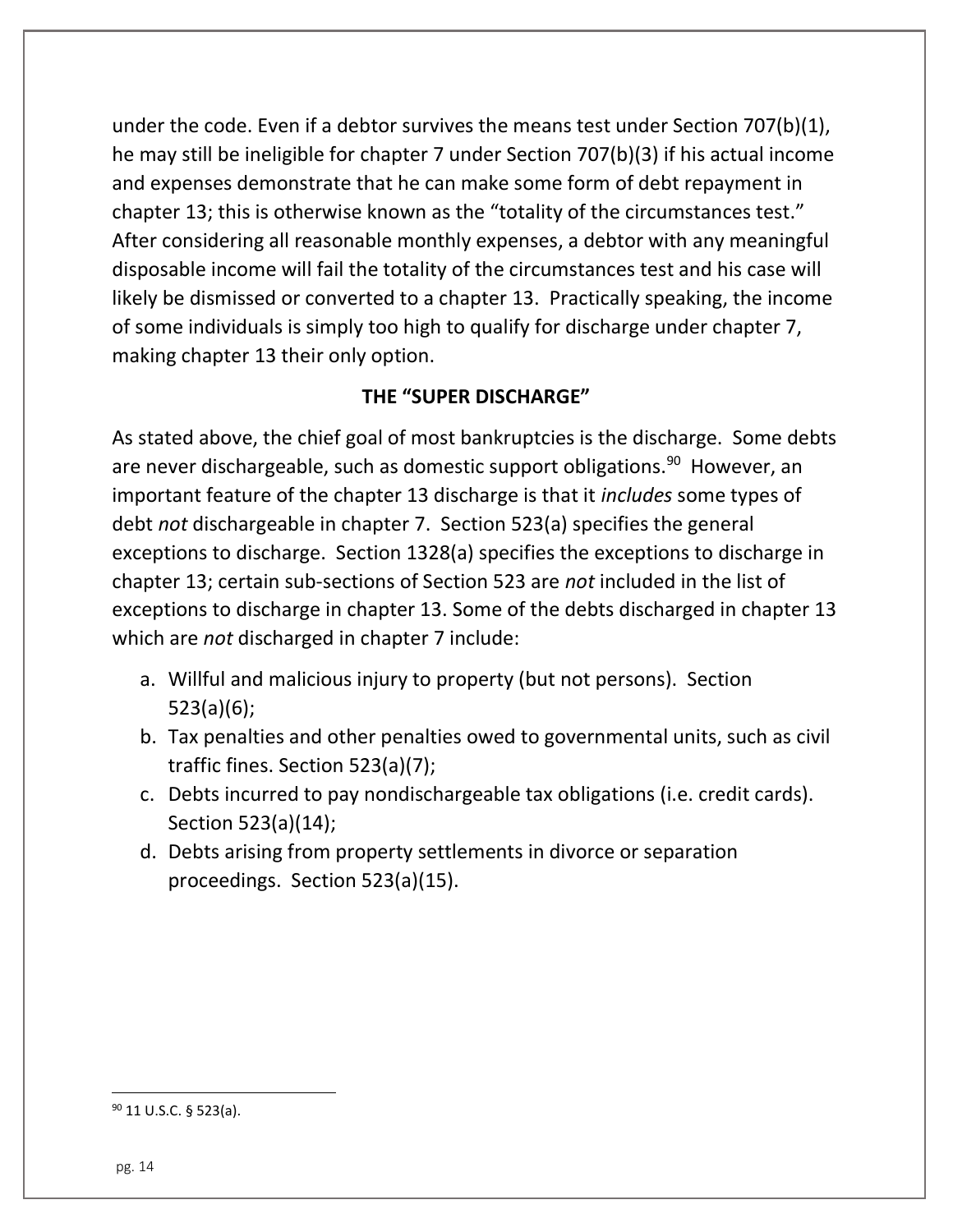under the code. Even if a debtor survives the means test under Section 707(b)(1), he may still be ineligible for chapter 7 under Section 707(b)(3) if his actual income and expenses demonstrate that he can make some form of debt repayment in chapter 13; this is otherwise known as the "totality of the circumstances test." After considering all reasonable monthly expenses, a debtor with any meaningful disposable income will fail the totality of the circumstances test and his case will likely be dismissed or converted to a chapter 13. Practically speaking, the income of some individuals is simply too high to qualify for discharge under chapter 7, making chapter 13 their only option.

## THE "SUPER DISCHARGE"

As stated above, the chief goal of most bankruptcies is the discharge. Some debts are never dischargeable, such as domestic support obligations.[90] However, an important feature of the chapter 13 discharge is that it *includes* some types of debt *not* dischargeable in chapter 7. Section 523(a) specifies the general exceptions to discharge. Section 1328(a) specifies the exceptions to discharge in chapter 13; certain sub-sections of Section 523 are *not* included in the list of exceptions to discharge in chapter 13. Some of the debts discharged in chapter 13 which are *not* discharged in chapter 7 include:

a. Willful and malicious injury to property (but not persons). Section 523(a)(6);
b. Tax penalties and other penalties owed to governmental units, such as civil traffic fines. Section 523(a)(7);
c. Debts incurred to pay nondischargeable tax obligations (i.e. credit cards). Section 523(a)(14);
d. Debts arising from property settlements in divorce or separation proceedings. Section 523(a)(15).

[90] 11 U.S.C. § 523(a).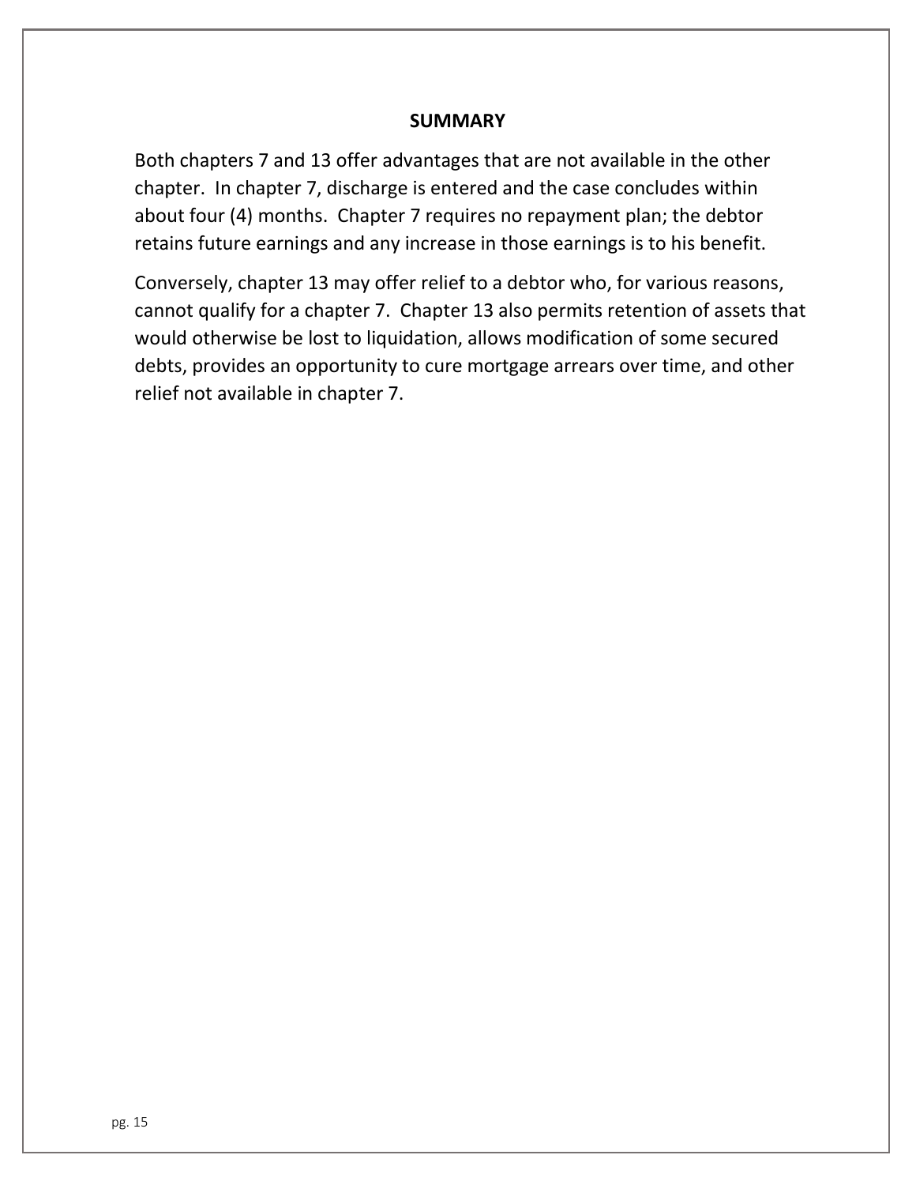## SUMMARY

Both chapters 7 and 13 offer advantages that are not available in the other chapter. In chapter 7, discharge is entered and the case concludes within about four (4) months. Chapter 7 requires no repayment plan; the debtor retains future earnings and any increase in those earnings is to his benefit.

Conversely, chapter 13 may offer relief to a debtor who, for various reasons, cannot qualify for a chapter 7. Chapter 13 also permits retention of assets that would otherwise be lost to liquidation, allows modification of some secured debts, provides an opportunity to cure mortgage arrears over time, and other relief not available in chapter 7.